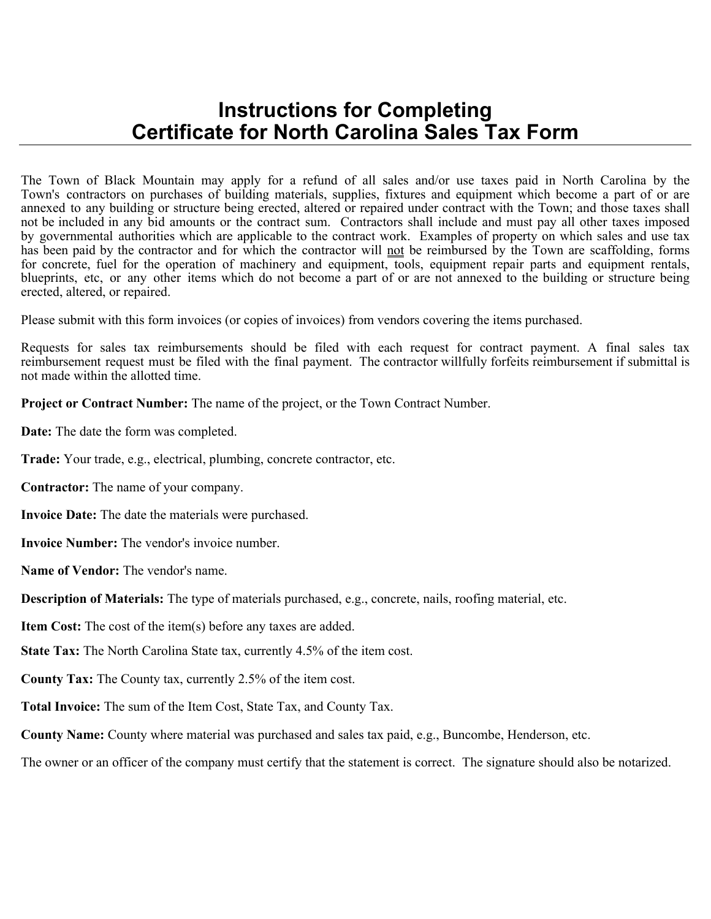# Instructions for Completing Certificate for North Carolina Sales Tax Form

The Town of Black Mountain may apply for a refund of all sales and/or use taxes paid in North Carolina by the Town's contractors on purchases of building materials, supplies, fixtures and equipment which become a part of or are annexed to any building or structure being erected, altered or repaired under contract with the Town; and those taxes shall not be included in any bid amounts or the contract sum. Contractors shall include and must pay all other taxes imposed by governmental authorities which are applicable to the contract work. Examples of property on which sales and use tax has been paid by the contractor and for which the contractor will not be reimbursed by the Town are scaffolding, forms for concrete, fuel for the operation of machinery and equipment, tools, equipment repair parts and equipment rentals, blueprints, etc, or any other items which do not become a part of or are not annexed to the building or structure being erected, altered, or repaired.

Please submit with this form invoices (or copies of invoices) from vendors covering the items purchased.

Requests for sales tax reimbursements should be filed with each request for contract payment. A final sales tax reimbursement request must be filed with the final payment. The contractor willfully forfeits reimbursement if submittal is not made within the allotted time.

**Project or Contract Number:** The name of the project, or the Town Contract Number.

**Date:** The date the form was completed.

**Trade:** Your trade, e.g., electrical, plumbing, concrete contractor, etc.

**Contractor:** The name of your company.

**Invoice Date:** The date the materials were purchased.

**Invoice Number:** The vendor's invoice number.

**Name of Vendor:** The vendor's name.

**Description of Materials:** The type of materials purchased, e.g., concrete, nails, roofing material, etc.

**Item Cost:** The cost of the item(s) before any taxes are added.

**State Tax:** The North Carolina State tax, currently 4.5% of the item cost.

**County Tax:** The County tax, currently 2.5% of the item cost.

**Total Invoice:** The sum of the Item Cost, State Tax, and County Tax.

**County Name:** County where material was purchased and sales tax paid, e.g., Buncombe, Henderson, etc.

The owner or an officer of the company must certify that the statement is correct. The signature should also be notarized.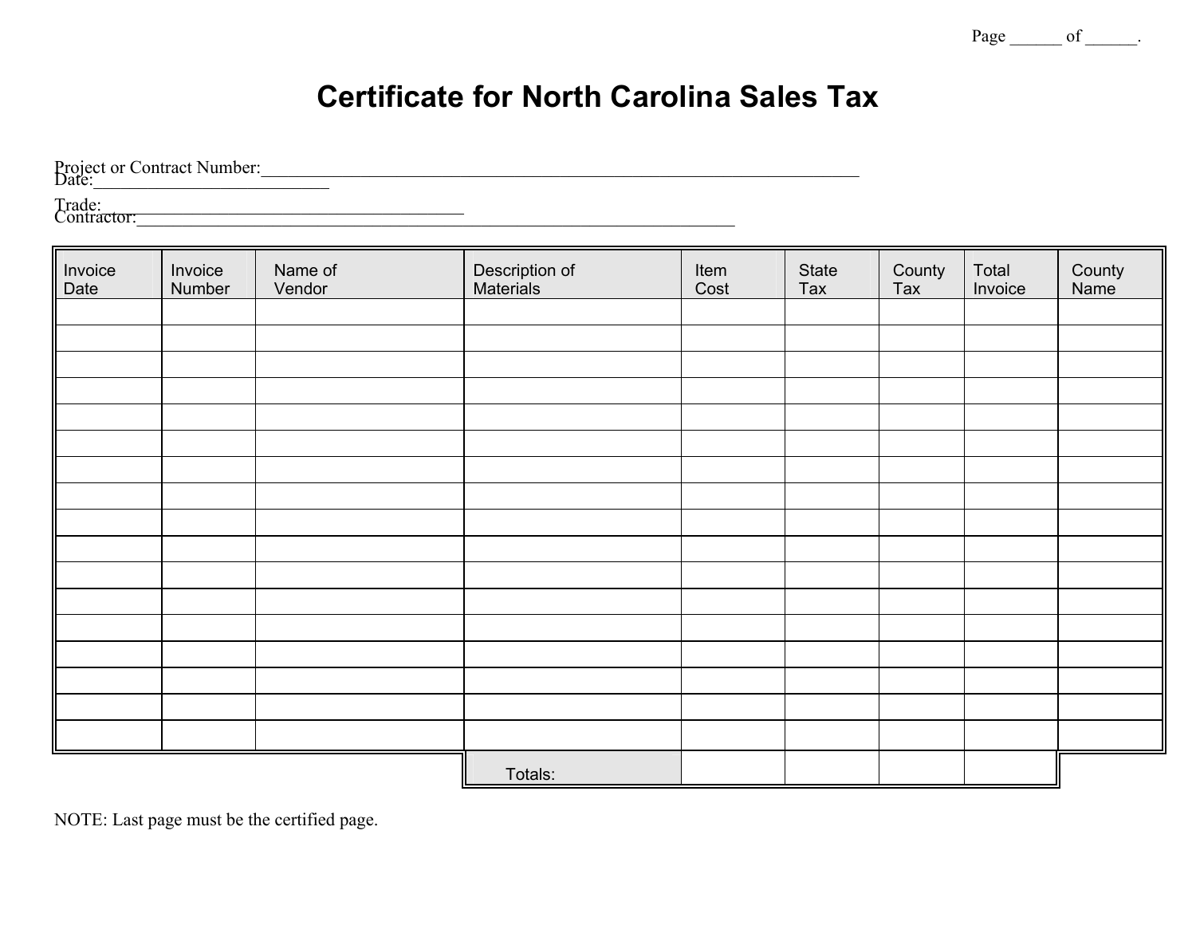Page ______ of ______.

# Certificate for North Carolina Sales Tax

Project or Contract Number:_______________________________________________________________________

Date:___________________________

Trade:______________________________________

Contractor:_____________________________________________________________________

| Invoice Date | Invoice Number | Name of Vendor | Description of Materials | Item Cost | State Tax | County Tax | Total Invoice | County Name |
|---|---|---|---|---|---|---|---|---|
| | | | | | | | | |
| | | | | | | | | |
| | | | | | | | | |
| | | | | | | | | |
| | | | | | | | | |
| | | | | | | | | |
| | | | | | | | | |
| | | | | | | | | |
| | | | | | | | | |
| | | | | | | | | |
| | | | | | | | | |
| | | | | | | | | |
| | | | | | | | | |
| | | | | | | | | |
| | | | | | | | | |
| | | | | | | | | |
| | | | | | | | | |
| | | | Totals: | | | | | |

NOTE: Last page must be the certified page.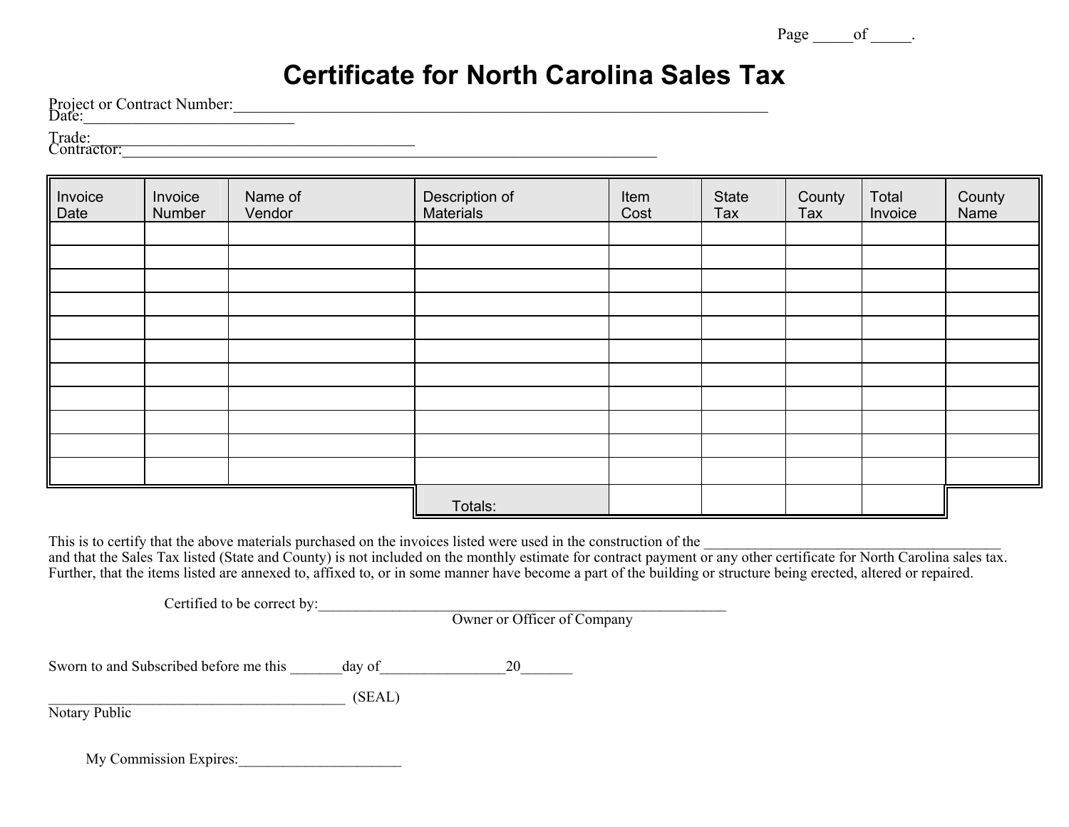Page _____of _____.

# Certificate for North Carolina Sales Tax

Project or Contract Number:_______________________________________________________________________

Date:__________________________

Trade:_________________________________________

Contractor:______________________________________________________________________

| Invoice Date | Invoice Number | Name of Vendor | Description of Materials | Item Cost | State Tax | County Tax | Total Invoice | County Name |
|---|---|---|---|---|---|---|---|---|
| | | | | | | | | |
| | | | | | | | | |
| | | | | | | | | |
| | | | | | | | | |
| | | | | | | | | |
| | | | | | | | | |
| | | | | | | | | |
| | | | | | | | | |
| | | | | | | | | |
| | | | | | | | | |
| | | | | | | | | |
| | | | Totals: | | | | | |

This is to certify that the above materials purchased on the invoices listed were used in the construction of the ________________________________________ and that the Sales Tax listed (State and County) is not included on the monthly estimate for contract payment or any other certificate for North Carolina sales tax. Further, that the items listed are annexed to, affixed to, or in some manner have become a part of the building or structure being erected, altered or repaired.

Certified to be correct by:__________________________________________________________

Owner or Officer of Company

Sworn to and Subscribed before me this _______day of________________20_______

________________________________________ (SEAL)

Notary Public

My Commission Expires:______________________